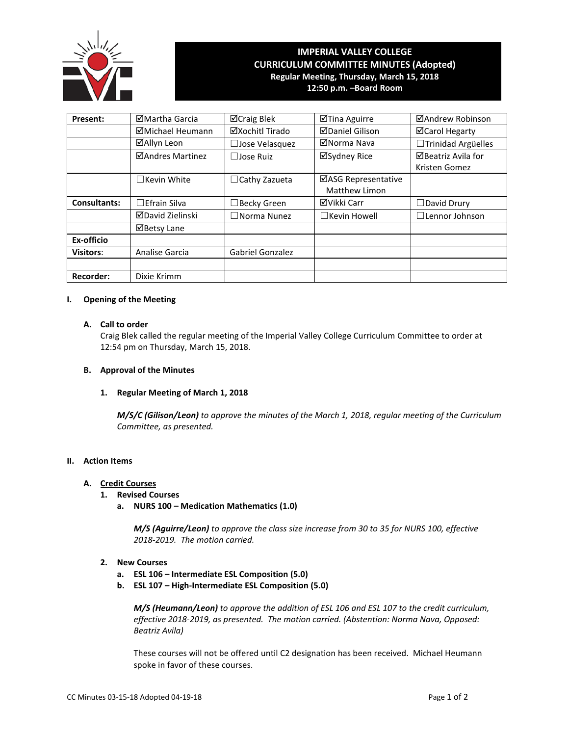# IMPERIAL VALLEY COLLEGE
## CURRICULUM COMMITTEE MINUTES (Adopted)
**Regular Meeting, Thursday, March 15, 2018**
**12:50 p.m. –Board Room**

| Present: | ☑Martha Garcia | ☑Craig Blek | ☑Tina Aguirre | ☑Andrew Robinson |
|---|---|---|---|---|
| | ☑Michael Heumann | ☑Xochitl Tirado | ☑Daniel Gilison | ☑Carol Hegarty |
| | ☑Allyn Leon | ☐Jose Velasquez | ☑Norma Nava | ☐Trinidad Argüelles |
| | ☑Andres Martinez | ☐Jose Ruiz | ☑Sydney Rice | ☑Beatriz Avila for Kristen Gomez |
| | ☐Kevin White | ☐Cathy Zazueta | ☑ASG Representative Matthew Limon | |
| Consultants: | ☐Efrain Silva | ☐Becky Green | ☑Vikki Carr | ☐David Drury |
| | ☑David Zielinski | ☐Norma Nunez | ☐Kevin Howell | ☐Lennor Johnson |
| | ☑Betsy Lane | | | |
| Ex-officio | | | | |
| Visitors: | Analise Garcia | Gabriel Gonzalez | | |
| | | | | |
| Recorder: | Dixie Krimm | | | |

**I. Opening of the Meeting**

**A. Call to order**

Craig Blek called the regular meeting of the Imperial Valley College Curriculum Committee to order at 12:54 pm on Thursday, March 15, 2018.

**B. Approval of the Minutes**

**1. Regular Meeting of March 1, 2018**

***M/S/C (Gilison/Leon)*** *to approve the minutes of the March 1, 2018, regular meeting of the Curriculum Committee, as presented.*

**II. Action Items**

**A. Credit Courses**

**1. Revised Courses**

**a. NURS 100 – Medication Mathematics (1.0)**

***M/S (Aguirre/Leon)*** *to approve the class size increase from 30 to 35 for NURS 100, effective 2018-2019. The motion carried.*

**2. New Courses**

**a. ESL 106 – Intermediate ESL Composition (5.0)**

**b. ESL 107 – High-Intermediate ESL Composition (5.0)**

***M/S (Heumann/Leon)*** *to approve the addition of ESL 106 and ESL 107 to the credit curriculum, effective 2018-2019, as presented. The motion carried. (Abstention: Norma Nava, Opposed: Beatriz Avila)*

These courses will not be offered until C2 designation has been received. Michael Heumann spoke in favor of these courses.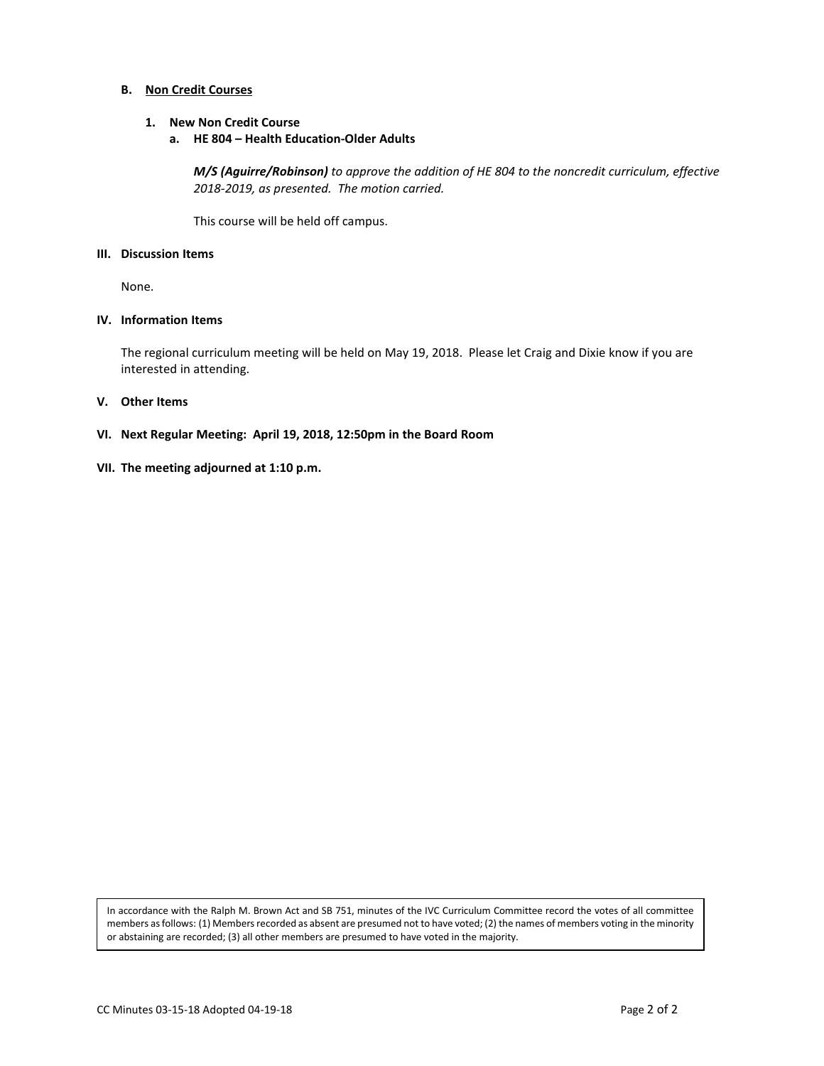**B. Non Credit Courses**

**1. New Non Credit Course**

**a. HE 804 – Health Education-Older Adults**

***M/S (Aguirre/Robinson)*** *to approve the addition of HE 804 to the noncredit curriculum, effective 2018-2019, as presented. The motion carried.*

This course will be held off campus.

## III. Discussion Items

None.

## IV. Information Items

The regional curriculum meeting will be held on May 19, 2018. Please let Craig and Dixie know if you are interested in attending.

## V. Other Items

## VI. Next Regular Meeting: April 19, 2018, 12:50pm in the Board Room

## VII. The meeting adjourned at 1:10 p.m.

In accordance with the Ralph M. Brown Act and SB 751, minutes of the IVC Curriculum Committee record the votes of all committee members as follows: (1) Members recorded as absent are presumed not to have voted; (2) the names of members voting in the minority or abstaining are recorded; (3) all other members are presumed to have voted in the majority.

CC Minutes 03-15-18 Adopted 04-19-18